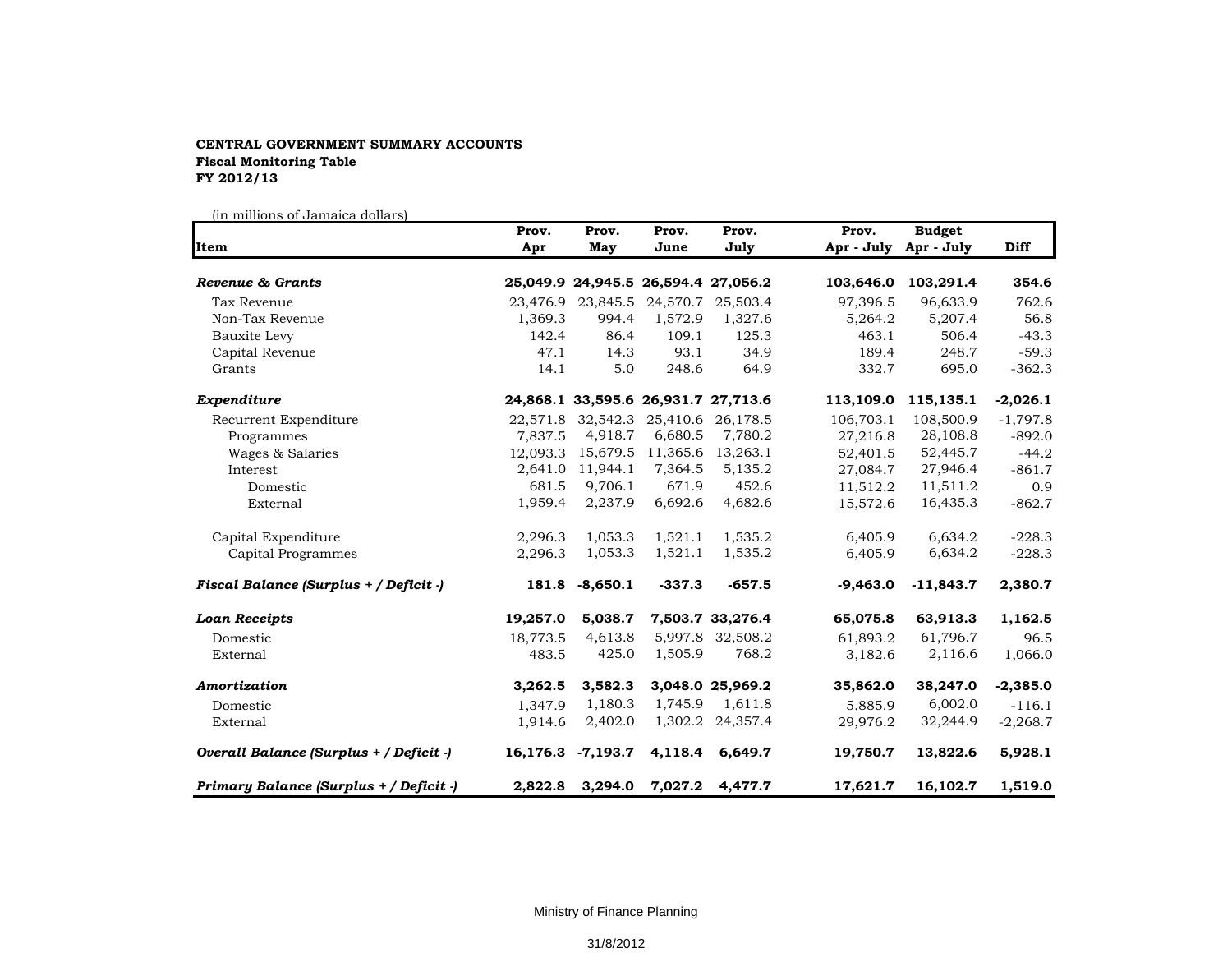**CENTRAL GOVERNMENT SUMMARY ACCOUNTS**
**Fiscal Monitoring Table**
**FY 2012/13**

(in millions of Jamaica dollars)

| Item | Prov. Apr | Prov. May | Prov. June | Prov. July | Prov. Apr - July | Budget Apr - July | Diff |
|---|---|---|---|---|---|---|---|
| ***Revenue & Grants*** | **25,049.9** | **24,945.5** | **26,594.4** | **27,056.2** | **103,646.0** | **103,291.4** | **354.6** |
| Tax Revenue | 23,476.9 | 23,845.5 | 24,570.7 | 25,503.4 | 97,396.5 | 96,633.9 | 762.6 |
| Non-Tax Revenue | 1,369.3 | 994.4 | 1,572.9 | 1,327.6 | 5,264.2 | 5,207.4 | 56.8 |
| Bauxite Levy | 142.4 | 86.4 | 109.1 | 125.3 | 463.1 | 506.4 | -43.3 |
| Capital Revenue | 47.1 | 14.3 | 93.1 | 34.9 | 189.4 | 248.7 | -59.3 |
| Grants | 14.1 | 5.0 | 248.6 | 64.9 | 332.7 | 695.0 | -362.3 |
| ***Expenditure*** | **24,868.1** | **33,595.6** | **26,931.7** | **27,713.6** | **113,109.0** | **115,135.1** | **-2,026.1** |
| Recurrent Expenditure | 22,571.8 | 32,542.3 | 25,410.6 | 26,178.5 | 106,703.1 | 108,500.9 | -1,797.8 |
| Programmes | 7,837.5 | 4,918.7 | 6,680.5 | 7,780.2 | 27,216.8 | 28,108.8 | -892.0 |
| Wages & Salaries | 12,093.3 | 15,679.5 | 11,365.6 | 13,263.1 | 52,401.5 | 52,445.7 | -44.2 |
| Interest | 2,641.0 | 11,944.1 | 7,364.5 | 5,135.2 | 27,084.7 | 27,946.4 | -861.7 |
| Domestic | 681.5 | 9,706.1 | 671.9 | 452.6 | 11,512.2 | 11,511.2 | 0.9 |
| External | 1,959.4 | 2,237.9 | 6,692.6 | 4,682.6 | 15,572.6 | 16,435.3 | -862.7 |
| Capital Expenditure | 2,296.3 | 1,053.3 | 1,521.1 | 1,535.2 | 6,405.9 | 6,634.2 | -228.3 |
| Capital Programmes | 2,296.3 | 1,053.3 | 1,521.1 | 1,535.2 | 6,405.9 | 6,634.2 | -228.3 |
| ***Fiscal Balance (Surplus + / Deficit -)*** | **181.8** | **-8,650.1** | **-337.3** | **-657.5** | **-9,463.0** | **-11,843.7** | **2,380.7** |
| ***Loan Receipts*** | **19,257.0** | **5,038.7** | **7,503.7** | **33,276.4** | **65,075.8** | **63,913.3** | **1,162.5** |
| Domestic | 18,773.5 | 4,613.8 | 5,997.8 | 32,508.2 | 61,893.2 | 61,796.7 | 96.5 |
| External | 483.5 | 425.0 | 1,505.9 | 768.2 | 3,182.6 | 2,116.6 | 1,066.0 |
| ***Amortization*** | **3,262.5** | **3,582.3** | **3,048.0** | **25,969.2** | **35,862.0** | **38,247.0** | **-2,385.0** |
| Domestic | 1,347.9 | 1,180.3 | 1,745.9 | 1,611.8 | 5,885.9 | 6,002.0 | -116.1 |
| External | 1,914.6 | 2,402.0 | 1,302.2 | 24,357.4 | 29,976.2 | 32,244.9 | -2,268.7 |
| ***Overall Balance (Surplus + / Deficit -)*** | **16,176.3** | **-7,193.7** | **4,118.4** | **6,649.7** | **19,750.7** | **13,822.6** | **5,928.1** |
| ***Primary Balance (Surplus + / Deficit -)*** | **2,822.8** | **3,294.0** | **7,027.2** | **4,477.7** | **17,621.7** | **16,102.7** | **1,519.0** |

Ministry of Finance Planning

31/8/2012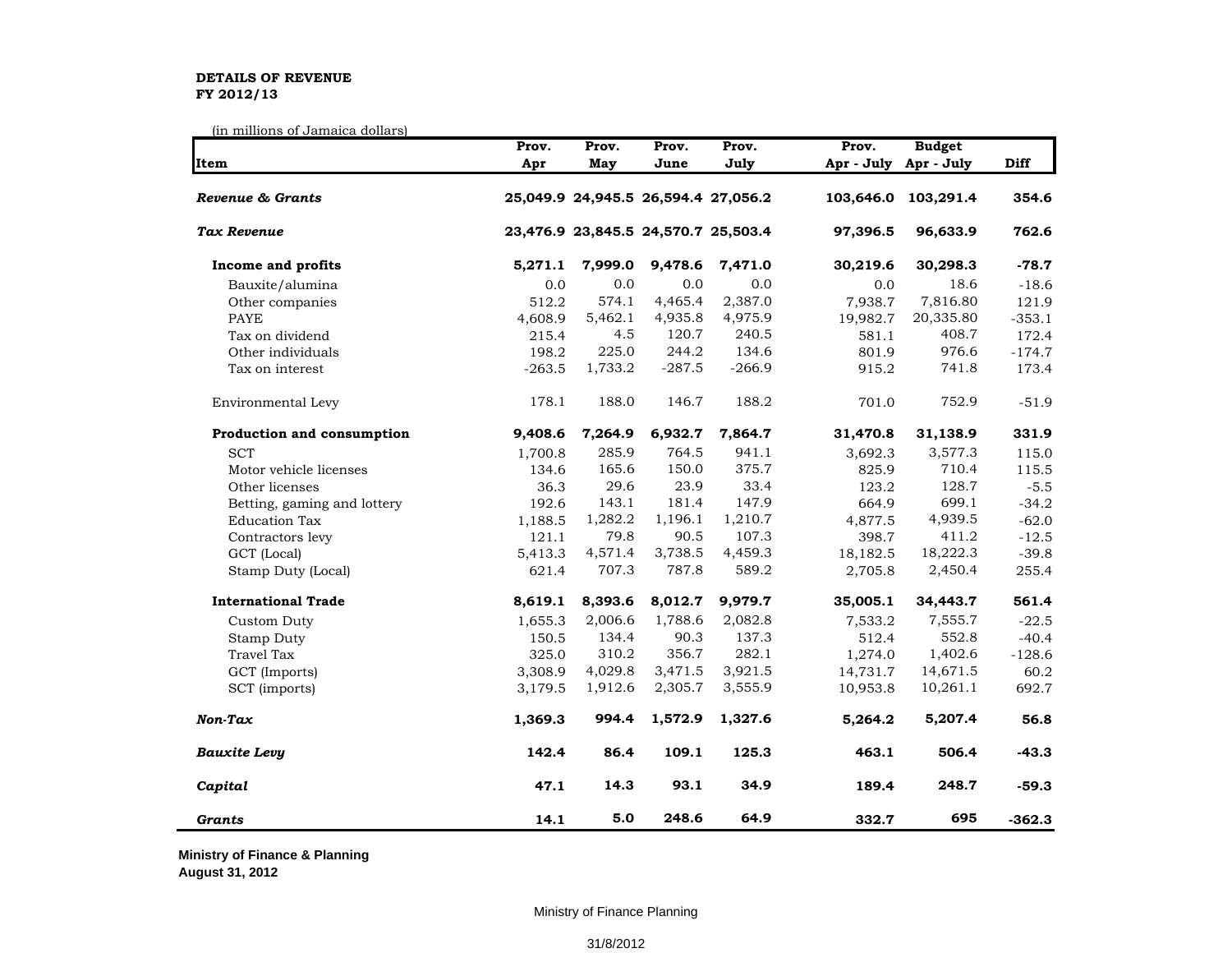**DETAILS OF REVENUE**
**FY 2012/13**

(in millions of Jamaica dollars)

| Item | Prov. Apr | Prov. May | Prov. June | Prov. July | Prov. Apr - July | Budget Apr - July | Diff |
|---|---|---|---|---|---|---|---|
| ***Revenue & Grants*** | **25,049.9** | **24,945.5** | **26,594.4** | **27,056.2** | **103,646.0** | **103,291.4** | **354.6** |
| ***Tax Revenue*** | **23,476.9** | **23,845.5** | **24,570.7** | **25,503.4** | **97,396.5** | **96,633.9** | **762.6** |
| **Income and profits** | **5,271.1** | **7,999.0** | **9,478.6** | **7,471.0** | **30,219.6** | **30,298.3** | **-78.7** |
| Bauxite/alumina | 0.0 | 0.0 | 0.0 | 0.0 | 0.0 | 18.6 | -18.6 |
| Other companies | 512.2 | 574.1 | 4,465.4 | 2,387.0 | 7,938.7 | 7,816.80 | 121.9 |
| PAYE | 4,608.9 | 5,462.1 | 4,935.8 | 4,975.9 | 19,982.7 | 20,335.80 | -353.1 |
| Tax on dividend | 215.4 | 4.5 | 120.7 | 240.5 | 581.1 | 408.7 | 172.4 |
| Other individuals | 198.2 | 225.0 | 244.2 | 134.6 | 801.9 | 976.6 | -174.7 |
| Tax on interest | -263.5 | 1,733.2 | -287.5 | -266.9 | 915.2 | 741.8 | 173.4 |
| Environmental Levy | 178.1 | 188.0 | 146.7 | 188.2 | 701.0 | 752.9 | -51.9 |
| **Production and consumption** | **9,408.6** | **7,264.9** | **6,932.7** | **7,864.7** | **31,470.8** | **31,138.9** | **331.9** |
| SCT | 1,700.8 | 285.9 | 764.5 | 941.1 | 3,692.3 | 3,577.3 | 115.0 |
| Motor vehicle licenses | 134.6 | 165.6 | 150.0 | 375.7 | 825.9 | 710.4 | 115.5 |
| Other licenses | 36.3 | 29.6 | 23.9 | 33.4 | 123.2 | 128.7 | -5.5 |
| Betting, gaming and lottery | 192.6 | 143.1 | 181.4 | 147.9 | 664.9 | 699.1 | -34.2 |
| Education Tax | 1,188.5 | 1,282.2 | 1,196.1 | 1,210.7 | 4,877.5 | 4,939.5 | -62.0 |
| Contractors levy | 121.1 | 79.8 | 90.5 | 107.3 | 398.7 | 411.2 | -12.5 |
| GCT (Local) | 5,413.3 | 4,571.4 | 3,738.5 | 4,459.3 | 18,182.5 | 18,222.3 | -39.8 |
| Stamp Duty (Local) | 621.4 | 707.3 | 787.8 | 589.2 | 2,705.8 | 2,450.4 | 255.4 |
| **International Trade** | **8,619.1** | **8,393.6** | **8,012.7** | **9,979.7** | **35,005.1** | **34,443.7** | **561.4** |
| Custom Duty | 1,655.3 | 2,006.6 | 1,788.6 | 2,082.8 | 7,533.2 | 7,555.7 | -22.5 |
| Stamp Duty | 150.5 | 134.4 | 90.3 | 137.3 | 512.4 | 552.8 | -40.4 |
| Travel Tax | 325.0 | 310.2 | 356.7 | 282.1 | 1,274.0 | 1,402.6 | -128.6 |
| GCT (Imports) | 3,308.9 | 4,029.8 | 3,471.5 | 3,921.5 | 14,731.7 | 14,671.5 | 60.2 |
| SCT (imports) | 3,179.5 | 1,912.6 | 2,305.7 | 3,555.9 | 10,953.8 | 10,261.1 | 692.7 |
| ***Non-Tax*** | **1,369.3** | **994.4** | **1,572.9** | **1,327.6** | **5,264.2** | **5,207.4** | **56.8** |
| ***Bauxite Levy*** | **142.4** | **86.4** | **109.1** | **125.3** | **463.1** | **506.4** | **-43.3** |
| ***Capital*** | **47.1** | **14.3** | **93.1** | **34.9** | **189.4** | **248.7** | **-59.3** |
| ***Grants*** | **14.1** | **5.0** | **248.6** | **64.9** | **332.7** | **695** | **-362.3** |

**Ministry of Finance & Planning**
**August 31, 2012**

Ministry of Finance Planning

31/8/2012